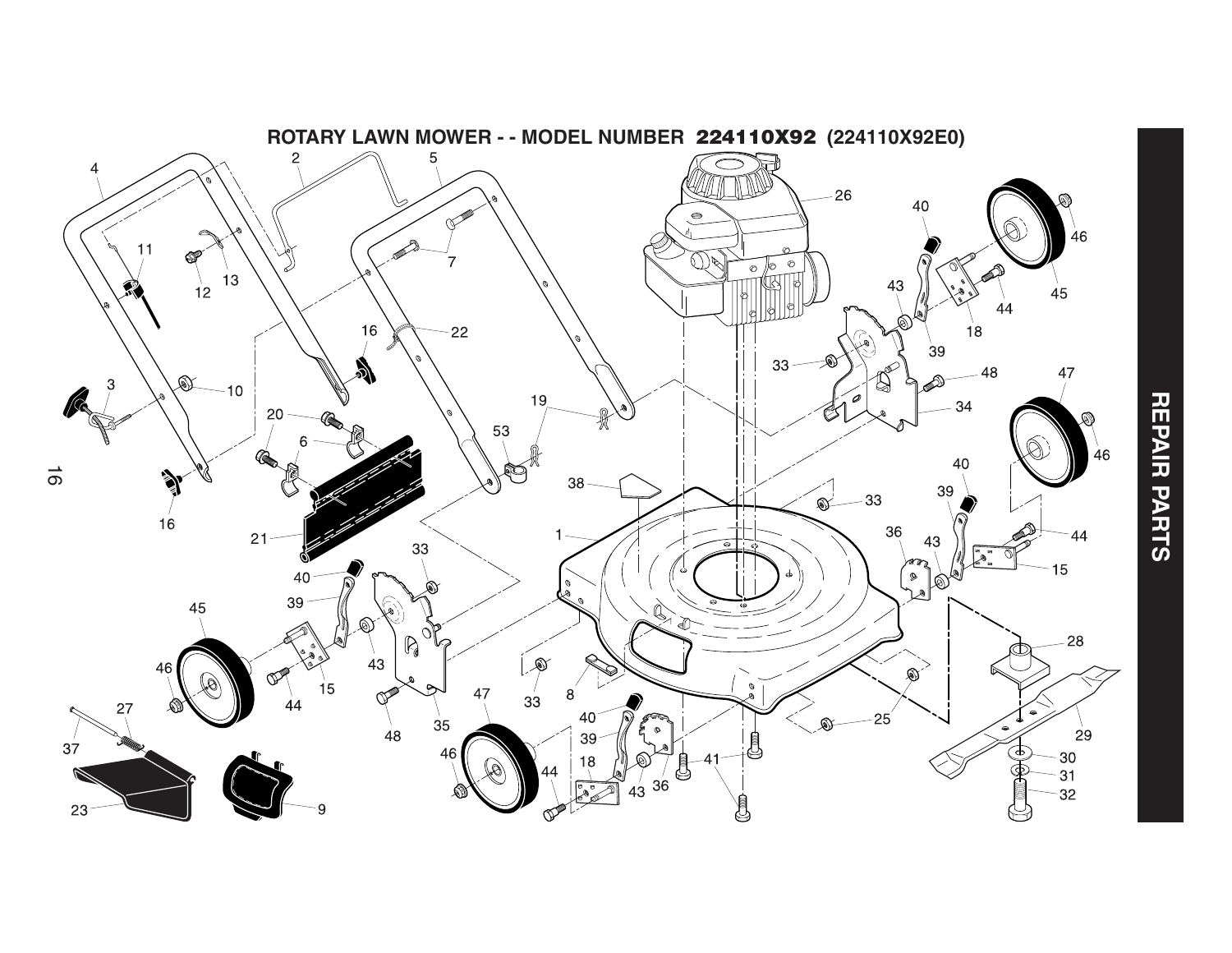# ROTARY LAWN MOWER - - MODEL NUMBER 224110X92 (224110X92E0)

REPAIR PARTS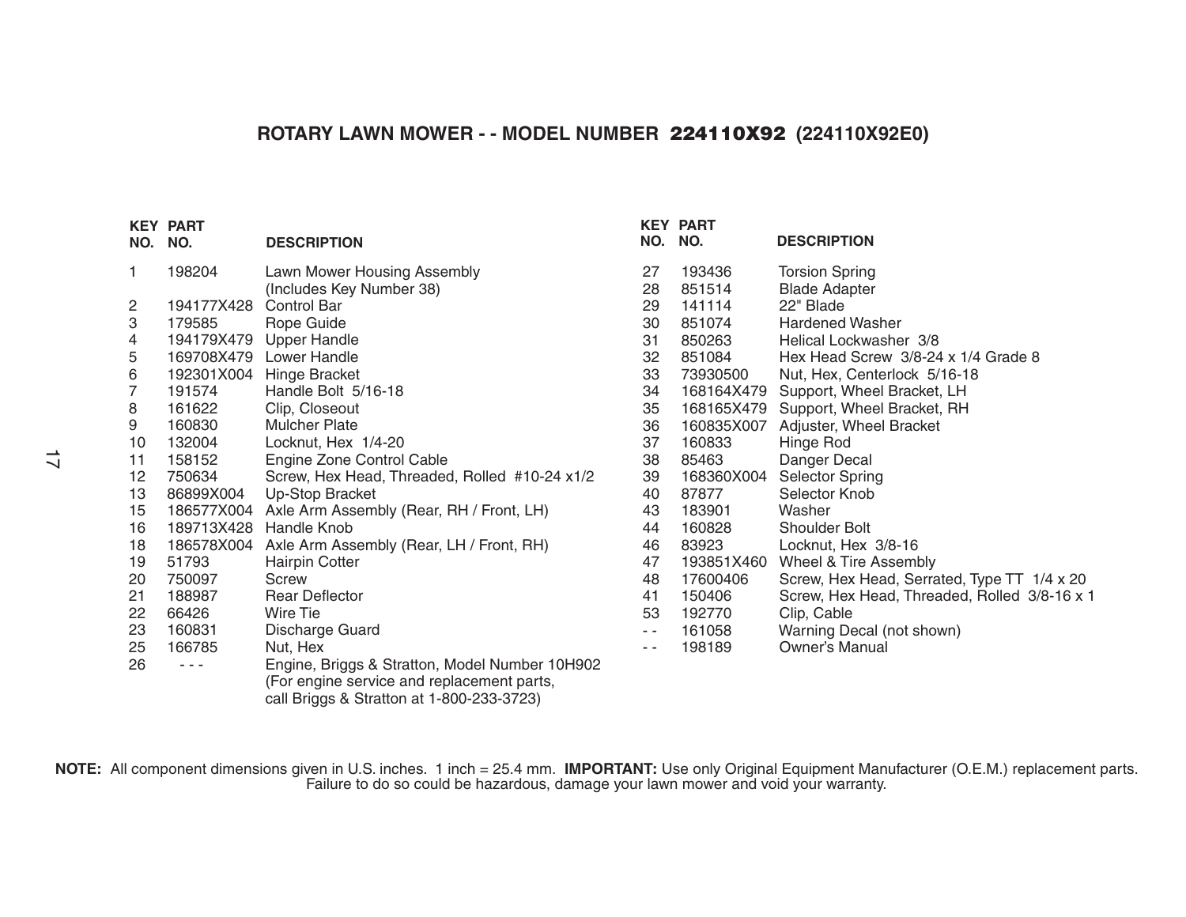# ROTARY LAWN MOWER - - MODEL NUMBER 224110X92 (224110X92E0)

| KEY NO. | PART NO. | DESCRIPTION |
|---|---|---|
| 1 | 198204 | Lawn Mower Housing Assembly (Includes Key Number 38) |
| 2 | 194177X428 | Control Bar |
| 3 | 179585 | Rope Guide |
| 4 | 194179X479 | Upper Handle |
| 5 | 169708X479 | Lower Handle |
| 6 | 192301X004 | Hinge Bracket |
| 7 | 191574 | Handle Bolt 5/16-18 |
| 8 | 161622 | Clip, Closeout |
| 9 | 160830 | Mulcher Plate |
| 10 | 132004 | Locknut, Hex 1/4-20 |
| 11 | 158152 | Engine Zone Control Cable |
| 12 | 750634 | Screw, Hex Head, Threaded, Rolled #10-24 x1/2 |
| 13 | 86899X004 | Up-Stop Bracket |
| 15 | 186577X004 | Axle Arm Assembly (Rear, RH / Front, LH) |
| 16 | 189713X428 | Handle Knob |
| 18 | 186578X004 | Axle Arm Assembly (Rear, LH / Front, RH) |
| 19 | 51793 | Hairpin Cotter |
| 20 | 750097 | Screw |
| 21 | 188987 | Rear Deflector |
| 22 | 66426 | Wire Tie |
| 23 | 160831 | Discharge Guard |
| 25 | 166785 | Nut, Hex |
| 26 | - - - | Engine, Briggs & Stratton, Model Number 10H902 (For engine service and replacement parts, call Briggs & Stratton at 1-800-233-3723) |
| 27 | 193436 | Torsion Spring |
| 28 | 851514 | Blade Adapter |
| 29 | 141114 | 22" Blade |
| 30 | 851074 | Hardened Washer |
| 31 | 850263 | Helical Lockwasher 3/8 |
| 32 | 851084 | Hex Head Screw 3/8-24 x 1/4 Grade 8 |
| 33 | 73930500 | Nut, Hex, Centerlock 5/16-18 |
| 34 | 168164X479 | Support, Wheel Bracket, LH |
| 35 | 168165X479 | Support, Wheel Bracket, RH |
| 36 | 160835X007 | Adjuster, Wheel Bracket |
| 37 | 160833 | Hinge Rod |
| 38 | 85463 | Danger Decal |
| 39 | 168360X004 | Selector Spring |
| 40 | 87877 | Selector Knob |
| 43 | 183901 | Washer |
| 44 | 160828 | Shoulder Bolt |
| 46 | 83923 | Locknut, Hex 3/8-16 |
| 47 | 193851X460 | Wheel & Tire Assembly |
| 48 | 17600406 | Screw, Hex Head, Serrated, Type TT 1/4 x 20 |
| 41 | 150406 | Screw, Hex Head, Threaded, Rolled 3/8-16 x 1 |
| 53 | 192770 | Clip, Cable |
| - - | 161058 | Warning Decal (not shown) |
| - - | 198189 | Owner's Manual |

**NOTE:** All component dimensions given in U.S. inches. 1 inch = 25.4 mm. **IMPORTANT:** Use only Original Equipment Manufacturer (O.E.M.) replacement parts. Failure to do so could be hazardous, damage your lawn mower and void your warranty.